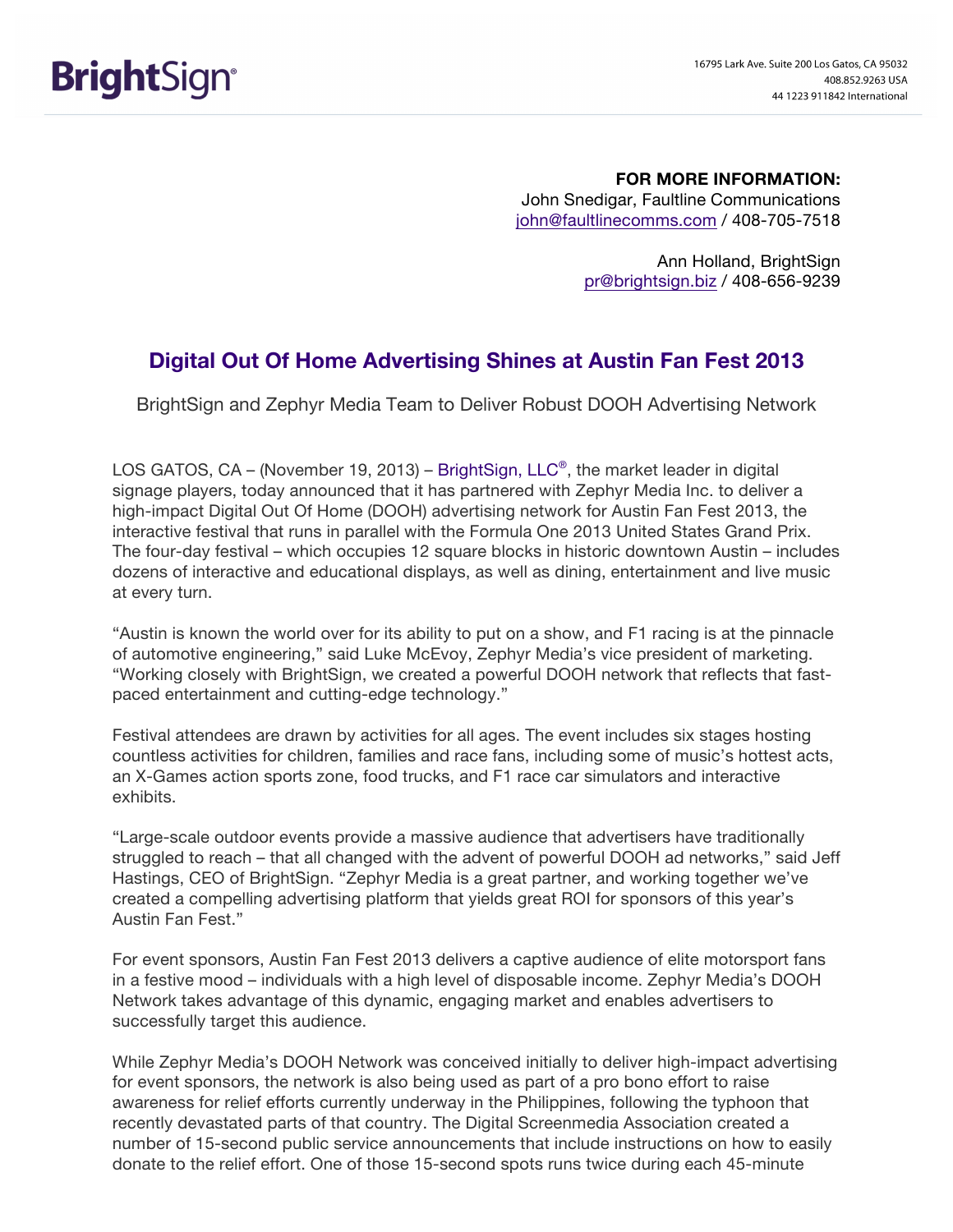BrightSign®

16795 Lark Ave. Suite 200 Los Gatos, CA 95032
408.852.9263 USA
44 1223 911842 International

**FOR MORE INFORMATION:**
John Snedigar, Faultline Communications
john@faultlinecomms.com / 408-705-7518

Ann Holland, BrightSign
pr@brightsign.biz / 408-656-9239

# Digital Out Of Home Advertising Shines at Austin Fan Fest 2013

BrightSign and Zephyr Media Team to Deliver Robust DOOH Advertising Network

LOS GATOS, CA – (November 19, 2013) – BrightSign, LLC®, the market leader in digital signage players, today announced that it has partnered with Zephyr Media Inc. to deliver a high-impact Digital Out Of Home (DOOH) advertising network for Austin Fan Fest 2013, the interactive festival that runs in parallel with the Formula One 2013 United States Grand Prix. The four-day festival – which occupies 12 square blocks in historic downtown Austin – includes dozens of interactive and educational displays, as well as dining, entertainment and live music at every turn.

"Austin is known the world over for its ability to put on a show, and F1 racing is at the pinnacle of automotive engineering," said Luke McEvoy, Zephyr Media's vice president of marketing. "Working closely with BrightSign, we created a powerful DOOH network that reflects that fast-paced entertainment and cutting-edge technology."

Festival attendees are drawn by activities for all ages. The event includes six stages hosting countless activities for children, families and race fans, including some of music's hottest acts, an X-Games action sports zone, food trucks, and F1 race car simulators and interactive exhibits.

"Large-scale outdoor events provide a massive audience that advertisers have traditionally struggled to reach – that all changed with the advent of powerful DOOH ad networks," said Jeff Hastings, CEO of BrightSign. "Zephyr Media is a great partner, and working together we've created a compelling advertising platform that yields great ROI for sponsors of this year's Austin Fan Fest."

For event sponsors, Austin Fan Fest 2013 delivers a captive audience of elite motorsport fans in a festive mood – individuals with a high level of disposable income. Zephyr Media's DOOH Network takes advantage of this dynamic, engaging market and enables advertisers to successfully target this audience.

While Zephyr Media's DOOH Network was conceived initially to deliver high-impact advertising for event sponsors, the network is also being used as part of a pro bono effort to raise awareness for relief efforts currently underway in the Philippines, following the typhoon that recently devastated parts of that country. The Digital Screenmedia Association created a number of 15-second public service announcements that include instructions on how to easily donate to the relief effort. One of those 15-second spots runs twice during each 45-minute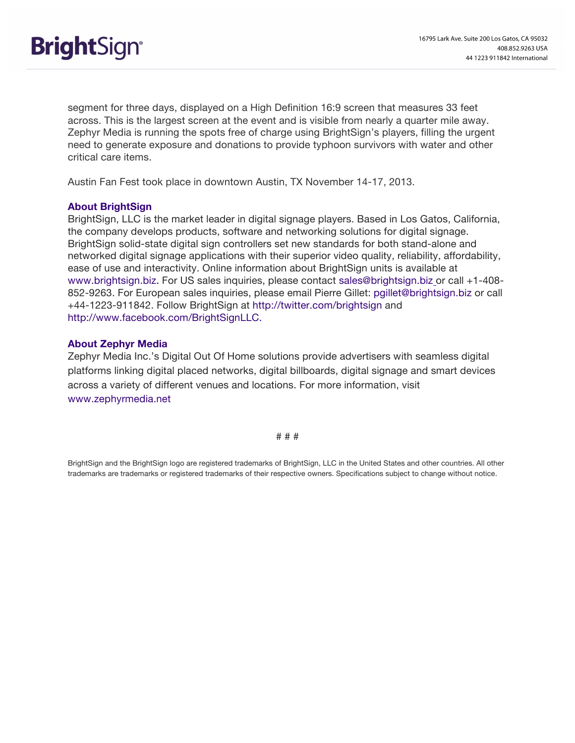segment for three days, displayed on a High Definition 16:9 screen that measures 33 feet across. This is the largest screen at the event and is visible from nearly a quarter mile away. Zephyr Media is running the spots free of charge using BrightSign's players, filling the urgent need to generate exposure and donations to provide typhoon survivors with water and other critical care items.

Austin Fan Fest took place in downtown Austin, TX November 14-17, 2013.

## About BrightSign

BrightSign, LLC is the market leader in digital signage players. Based in Los Gatos, California, the company develops products, software and networking solutions for digital signage. BrightSign solid-state digital sign controllers set new standards for both stand-alone and networked digital signage applications with their superior video quality, reliability, affordability, ease of use and interactivity. Online information about BrightSign units is available at www.brightsign.biz. For US sales inquiries, please contact sales@brightsign.biz or call +1-408-852-9263. For European sales inquiries, please email Pierre Gillet: pgillet@brightsign.biz or call +44-1223-911842. Follow BrightSign at http://twitter.com/brightsign and http://www.facebook.com/BrightSignLLC.

## About Zephyr Media

Zephyr Media Inc.'s Digital Out Of Home solutions provide advertisers with seamless digital platforms linking digital placed networks, digital billboards, digital signage and smart devices across a variety of different venues and locations. For more information, visit www.zephyrmedia.net

# # #

BrightSign and the BrightSign logo are registered trademarks of BrightSign, LLC in the United States and other countries. All other trademarks are trademarks or registered trademarks of their respective owners. Specifications subject to change without notice.